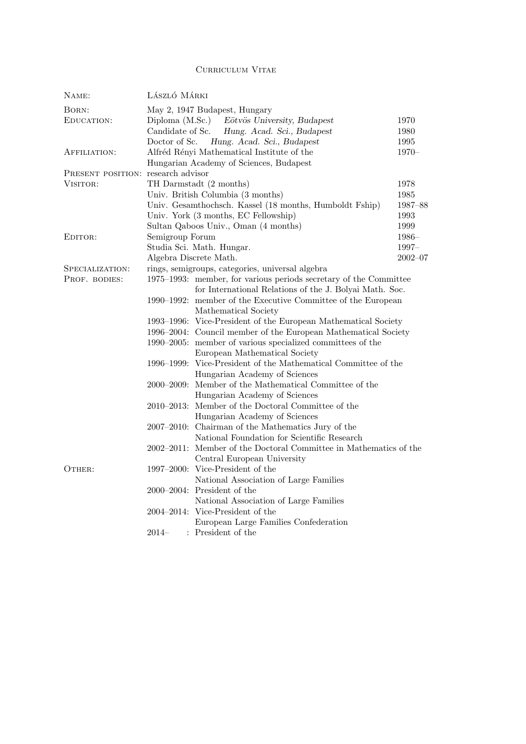# Curriculum Vitae

| | | |
|---|---|---|
| Name: | László Márki | |
| Born: | May 2, 1947 Budapest, Hungary | |
| Education: | Diploma (M.Sc.) *Eötvös University, Budapest* | 1970 |
| | Candidate of Sc. *Hung. Acad. Sci., Budapest* | 1980 |
| | Doctor of Sc. *Hung. Acad. Sci., Budapest* | 1995 |
| Affiliation: | Alfréd Rényi Mathematical Institute of the Hungarian Academy of Sciences, Budapest | 1970– |
| Present position: | research advisor | |
| Visitor: | TH Darmstadt (2 months) | 1978 |
| | Univ. British Columbia (3 months) | 1985 |
| | Univ. Gesamthochsch. Kassel (18 months, Humboldt Fship) | 1987–88 |
| | Univ. York (3 months, EC Fellowship) | 1993 |
| | Sultan Qaboos Univ., Oman (4 months) | 1999 |
| Editor: | Semigroup Forum | 1986– |
| | Studia Sci. Math. Hungar. | 1997– |
| | Algebra Discrete Math. | 2002–07 |
| Specialization: | rings, semigroups, categories, universal algebra | |

Prof. bodies:

- 1975–1993: member, for various periods secretary of the Committee for International Relations of the J. Bolyai Math. Soc.
- 1990–1992: member of the Executive Committee of the European Mathematical Society
- 1993–1996: Vice-President of the European Mathematical Society
- 1996–2004: Council member of the European Mathematical Society
- 1990–2005: member of various specialized committees of the European Mathematical Society
- 1996–1999: Vice-President of the Mathematical Committee of the Hungarian Academy of Sciences
- 2000–2009: Member of the Mathematical Committee of the Hungarian Academy of Sciences
- 2010–2013: Member of the Doctoral Committee of the Hungarian Academy of Sciences
- 2007–2010: Chairman of the Mathematics Jury of the National Foundation for Scientific Research
- 2002–2011: Member of the Doctoral Committee in Mathematics of the Central European University

Other:

- 1997–2000: Vice-President of the National Association of Large Families
- 2000–2004: President of the National Association of Large Families
- 2004–2014: Vice-President of the European Large Families Confederation
- 2014– : President of the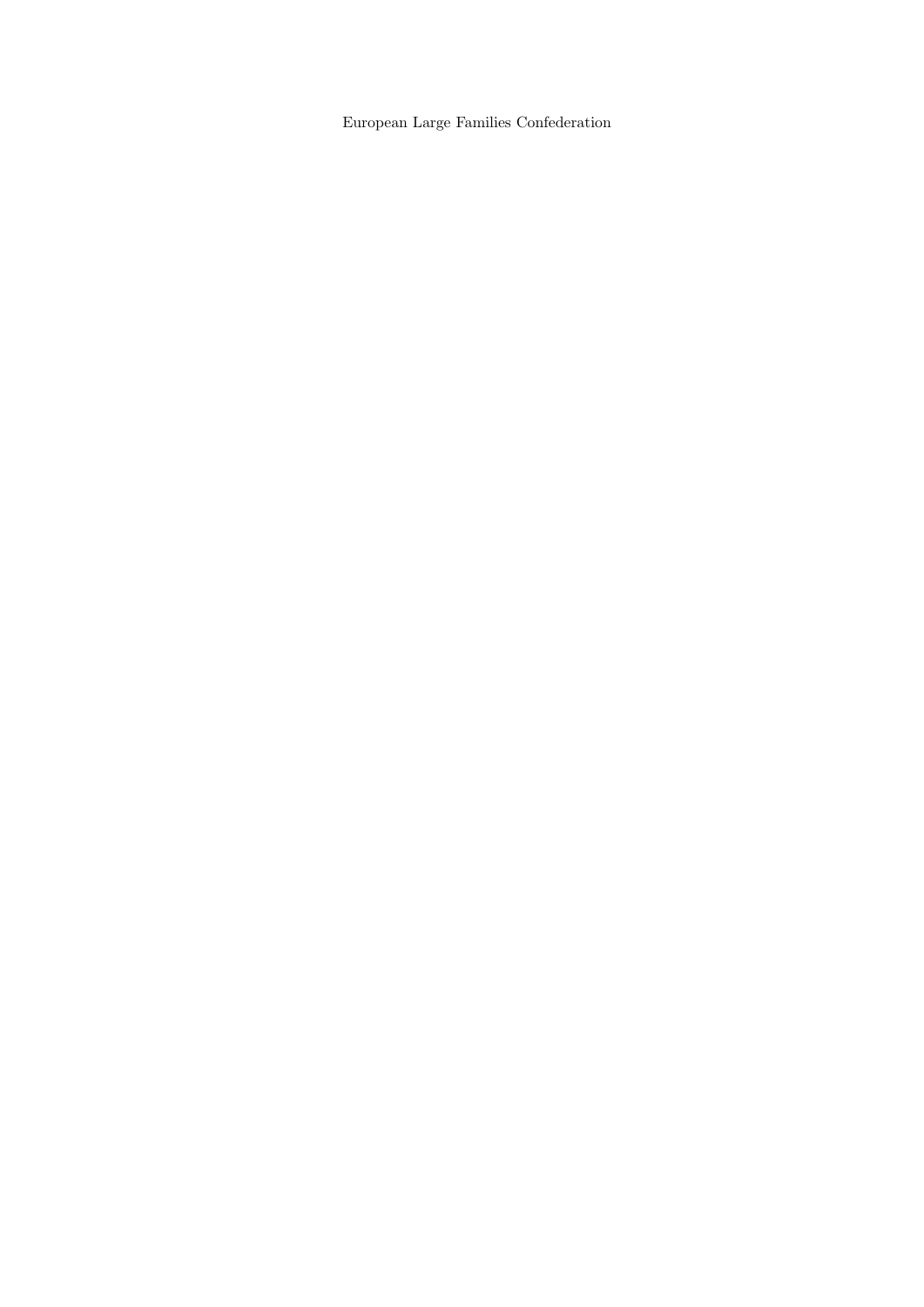European Large Families Confederation